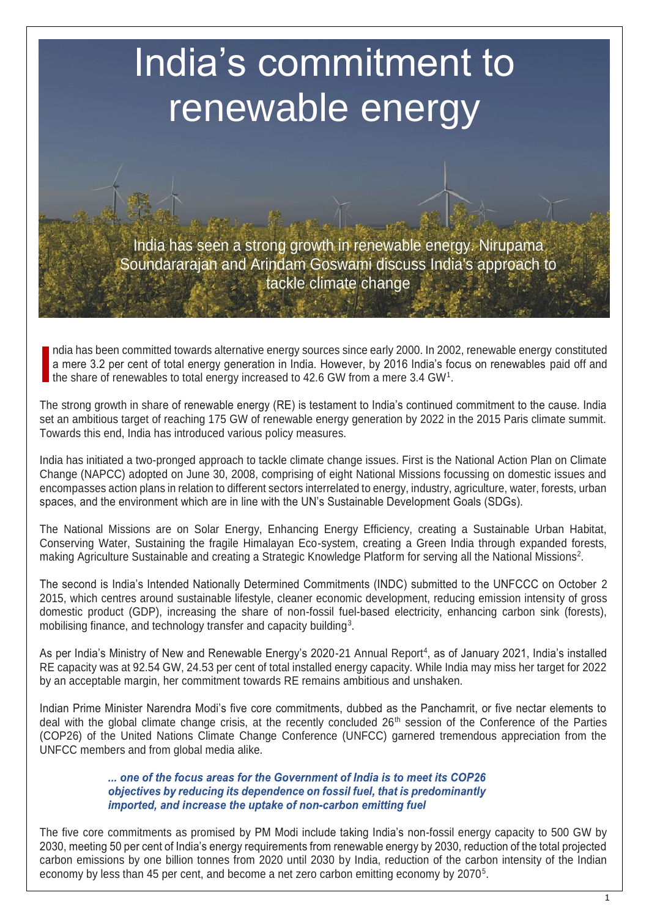# India's commitment to renewable energy

India has seen a strong growth in renewable energy. Nirupama Soundararajan and Arindam Goswami discuss India's approach to tackle climate change

India has been committed towards alternative energy sources since early 2000. In 2002, renewable energy constituted a mere 3.2 per cent of total energy generation in India. However, by 2016 India's focus on renewables paid off and the share of renewables to total energy increased to 42.6 GW from a mere 3.4 GW[1].

The strong growth in share of renewable energy (RE) is testament to India's continued commitment to the cause. India set an ambitious target of reaching 175 GW of renewable energy generation by 2022 in the 2015 Paris climate summit. Towards this end, India has introduced various policy measures.

India has initiated a two-pronged approach to tackle climate change issues. First is the National Action Plan on Climate Change (NAPCC) adopted on June 30, 2008, comprising of eight National Missions focussing on domestic issues and encompasses action plans in relation to different sectors interrelated to energy, industry, agriculture, water, forests, urban spaces, and the environment which are in line with the UN's Sustainable Development Goals (SDGs).

The National Missions are on Solar Energy, Enhancing Energy Efficiency, creating a Sustainable Urban Habitat, Conserving Water, Sustaining the fragile Himalayan Eco-system, creating a Green India through expanded forests, making Agriculture Sustainable and creating a Strategic Knowledge Platform for serving all the National Missions[2].

The second is India's Intended Nationally Determined Commitments (INDC) submitted to the UNFCCC on October 2 2015, which centres around sustainable lifestyle, cleaner economic development, reducing emission intensity of gross domestic product (GDP), increasing the share of non-fossil fuel-based electricity, enhancing carbon sink (forests), mobilising finance, and technology transfer and capacity building[3].

As per India's Ministry of New and Renewable Energy's 2020-21 Annual Report[4], as of January 2021, India's installed RE capacity was at 92.54 GW, 24.53 per cent of total installed energy capacity. While India may miss her target for 2022 by an acceptable margin, her commitment towards RE remains ambitious and unshaken.

Indian Prime Minister Narendra Modi's five core commitments, dubbed as the Panchamrit, or five nectar elements to deal with the global climate change crisis, at the recently concluded 26th session of the Conference of the Parties (COP26) of the United Nations Climate Change Conference (UNFCC) garnered tremendous appreciation from the UNFCC members and from global media alike.

> ***... one of the focus areas for the Government of India is to meet its COP26 objectives by reducing its dependence on fossil fuel, that is predominantly imported, and increase the uptake of non-carbon emitting fuel***

The five core commitments as promised by PM Modi include taking India's non-fossil energy capacity to 500 GW by 2030, meeting 50 per cent of India's energy requirements from renewable energy by 2030, reduction of the total projected carbon emissions by one billion tonnes from 2020 until 2030 by India, reduction of the carbon intensity of the Indian economy by less than 45 per cent, and become a net zero carbon emitting economy by 2070[5].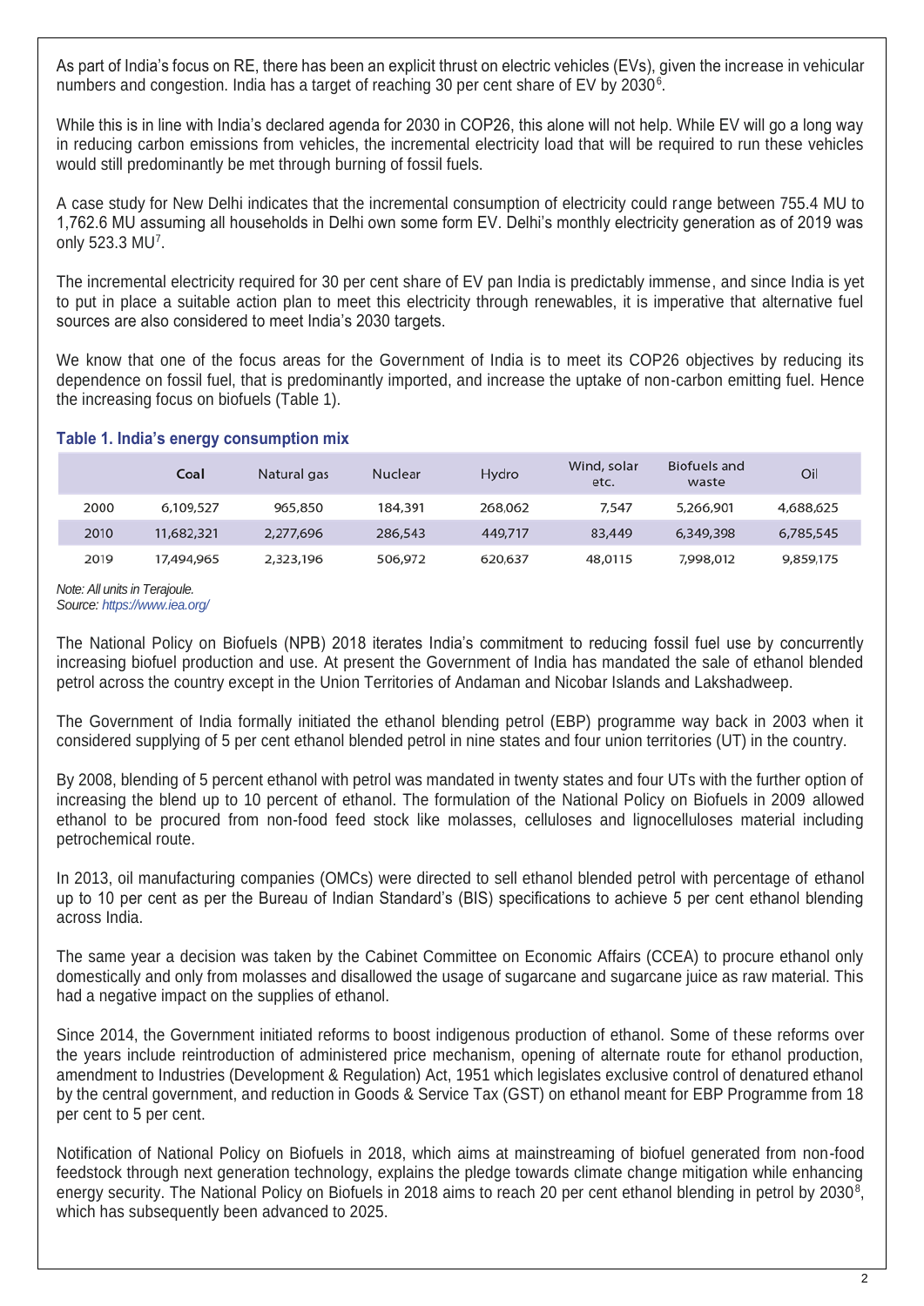As part of India's focus on RE, there has been an explicit thrust on electric vehicles (EVs), given the increase in vehicular numbers and congestion. India has a target of reaching 30 per cent share of EV by 2030[6].

While this is in line with India's declared agenda for 2030 in COP26, this alone will not help. While EV will go a long way in reducing carbon emissions from vehicles, the incremental electricity load that will be required to run these vehicles would still predominantly be met through burning of fossil fuels.

A case study for New Delhi indicates that the incremental consumption of electricity could range between 755.4 MU to 1,762.6 MU assuming all households in Delhi own some form EV. Delhi's monthly electricity generation as of 2019 was only 523.3 MU[7].

The incremental electricity required for 30 per cent share of EV pan India is predictably immense, and since India is yet to put in place a suitable action plan to meet this electricity through renewables, it is imperative that alternative fuel sources are also considered to meet India's 2030 targets.

We know that one of the focus areas for the Government of India is to meet its COP26 objectives by reducing its dependence on fossil fuel, that is predominantly imported, and increase the uptake of non-carbon emitting fuel. Hence the increasing focus on biofuels (Table 1).

### Table 1. India's energy consumption mix

| | Coal | Natural gas | Nuclear | Hydro | Wind, solar etc. | Biofuels and waste | Oil |
|---|---|---|---|---|---|---|---|
| 2000 | 6,109,527 | 965,850 | 184,391 | 268,062 | 7,547 | 5,266,901 | 4,688,625 |
| 2010 | 11,682,321 | 2,277,696 | 286,543 | 449,717 | 83,449 | 6,349,398 | 6,785,545 |
| 2019 | 17,494,965 | 2,323,196 | 506,972 | 620,637 | 48,0115 | 7,998,012 | 9,859,175 |

*Note: All units in Terajoule.*
*Source: https://www.iea.org/*

The National Policy on Biofuels (NPB) 2018 iterates India's commitment to reducing fossil fuel use by concurrently increasing biofuel production and use. At present the Government of India has mandated the sale of ethanol blended petrol across the country except in the Union Territories of Andaman and Nicobar Islands and Lakshadweep.

The Government of India formally initiated the ethanol blending petrol (EBP) programme way back in 2003 when it considered supplying of 5 per cent ethanol blended petrol in nine states and four union territories (UT) in the country.

By 2008, blending of 5 percent ethanol with petrol was mandated in twenty states and four UTs with the further option of increasing the blend up to 10 percent of ethanol. The formulation of the National Policy on Biofuels in 2009 allowed ethanol to be procured from non-food feed stock like molasses, celluloses and lignocelluloses material including petrochemical route.

In 2013, oil manufacturing companies (OMCs) were directed to sell ethanol blended petrol with percentage of ethanol up to 10 per cent as per the Bureau of Indian Standard's (BIS) specifications to achieve 5 per cent ethanol blending across India.

The same year a decision was taken by the Cabinet Committee on Economic Affairs (CCEA) to procure ethanol only domestically and only from molasses and disallowed the usage of sugarcane and sugarcane juice as raw material. This had a negative impact on the supplies of ethanol.

Since 2014, the Government initiated reforms to boost indigenous production of ethanol. Some of these reforms over the years include reintroduction of administered price mechanism, opening of alternate route for ethanol production, amendment to Industries (Development & Regulation) Act, 1951 which legislates exclusive control of denatured ethanol by the central government, and reduction in Goods & Service Tax (GST) on ethanol meant for EBP Programme from 18 per cent to 5 per cent.

Notification of National Policy on Biofuels in 2018, which aims at mainstreaming of biofuel generated from non-food feedstock through next generation technology, explains the pledge towards climate change mitigation while enhancing energy security. The National Policy on Biofuels in 2018 aims to reach 20 per cent ethanol blending in petrol by 2030[8], which has subsequently been advanced to 2025.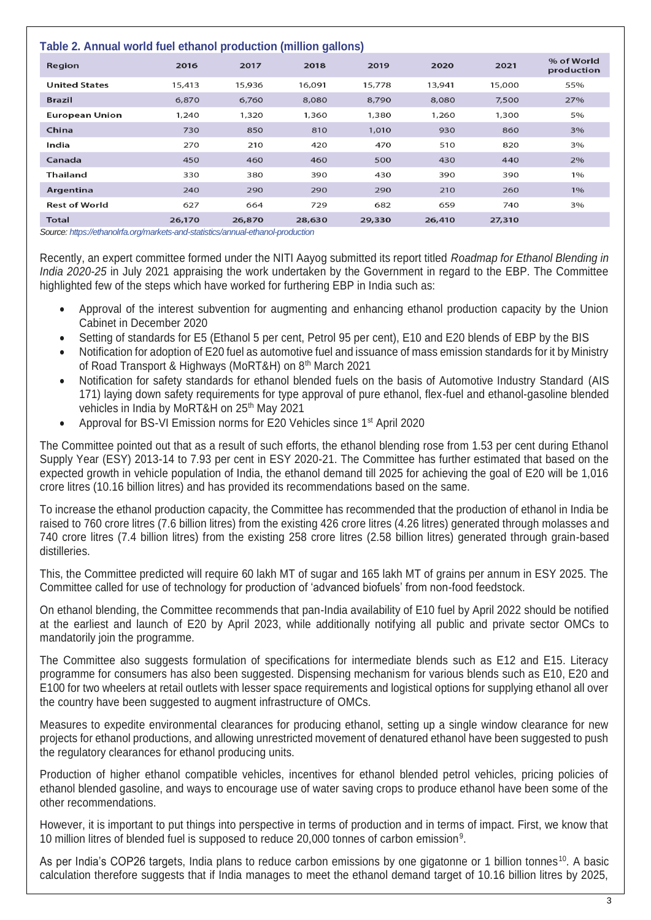**Table 2. Annual world fuel ethanol production (million gallons)**

| Region | 2016 | 2017 | 2018 | 2019 | 2020 | 2021 | % of World production |
|---|---|---|---|---|---|---|---|
| United States | 15,413 | 15,936 | 16,091 | 15,778 | 13,941 | 15,000 | 55% |
| Brazil | 6,870 | 6,760 | 8,080 | 8,790 | 8,080 | 7,500 | 27% |
| European Union | 1,240 | 1,320 | 1,360 | 1,380 | 1,260 | 1,300 | 5% |
| China | 730 | 850 | 810 | 1,010 | 930 | 860 | 3% |
| India | 270 | 210 | 420 | 470 | 510 | 820 | 3% |
| Canada | 450 | 460 | 460 | 500 | 430 | 440 | 2% |
| Thailand | 330 | 380 | 390 | 430 | 390 | 390 | 1% |
| Argentina | 240 | 290 | 290 | 290 | 210 | 260 | 1% |
| Rest of World | 627 | 664 | 729 | 682 | 659 | 740 | 3% |
| **Total** | **26,170** | **26,870** | **28,630** | **29,330** | **26,410** | **27,310** | |

*Source: https://ethanolrfa.org/markets-and-statistics/annual-ethanol-production*

Recently, an expert committee formed under the NITI Aayog submitted its report titled *Roadmap for Ethanol Blending in India 2020-25* in July 2021 appraising the work undertaken by the Government in regard to the EBP. The Committee highlighted few of the steps which have worked for furthering EBP in India such as:

- Approval of the interest subvention for augmenting and enhancing ethanol production capacity by the Union Cabinet in December 2020
- Setting of standards for E5 (Ethanol 5 per cent, Petrol 95 per cent), E10 and E20 blends of EBP by the BIS
- Notification for adoption of E20 fuel as automotive fuel and issuance of mass emission standards for it by Ministry of Road Transport & Highways (MoRT&H) on 8th March 2021
- Notification for safety standards for ethanol blended fuels on the basis of Automotive Industry Standard (AIS 171) laying down safety requirements for type approval of pure ethanol, flex-fuel and ethanol-gasoline blended vehicles in India by MoRT&H on 25th May 2021
- Approval for BS-VI Emission norms for E20 Vehicles since 1st April 2020

The Committee pointed out that as a result of such efforts, the ethanol blending rose from 1.53 per cent during Ethanol Supply Year (ESY) 2013-14 to 7.93 per cent in ESY 2020-21. The Committee has further estimated that based on the expected growth in vehicle population of India, the ethanol demand till 2025 for achieving the goal of E20 will be 1,016 crore litres (10.16 billion litres) and has provided its recommendations based on the same.

To increase the ethanol production capacity, the Committee has recommended that the production of ethanol in India be raised to 760 crore litres (7.6 billion litres) from the existing 426 crore litres (4.26 litres) generated through molasses and 740 crore litres (7.4 billion litres) from the existing 258 crore litres (2.58 billion litres) generated through grain-based distilleries.

This, the Committee predicted will require 60 lakh MT of sugar and 165 lakh MT of grains per annum in ESY 2025. The Committee called for use of technology for production of 'advanced biofuels' from non-food feedstock.

On ethanol blending, the Committee recommends that pan-India availability of E10 fuel by April 2022 should be notified at the earliest and launch of E20 by April 2023, while additionally notifying all public and private sector OMCs to mandatorily join the programme.

The Committee also suggests formulation of specifications for intermediate blends such as E12 and E15. Literacy programme for consumers has also been suggested. Dispensing mechanism for various blends such as E10, E20 and E100 for two wheelers at retail outlets with lesser space requirements and logistical options for supplying ethanol all over the country have been suggested to augment infrastructure of OMCs.

Measures to expedite environmental clearances for producing ethanol, setting up a single window clearance for new projects for ethanol productions, and allowing unrestricted movement of denatured ethanol have been suggested to push the regulatory clearances for ethanol producing units.

Production of higher ethanol compatible vehicles, incentives for ethanol blended petrol vehicles, pricing policies of ethanol blended gasoline, and ways to encourage use of water saving crops to produce ethanol have been some of the other recommendations.

However, it is important to put things into perspective in terms of production and in terms of impact. First, we know that 10 million litres of blended fuel is supposed to reduce 20,000 tonnes of carbon emission[9].

As per India's COP26 targets, India plans to reduce carbon emissions by one gigatonne or 1 billion tonnes[10]. A basic calculation therefore suggests that if India manages to meet the ethanol demand target of 10.16 billion litres by 2025,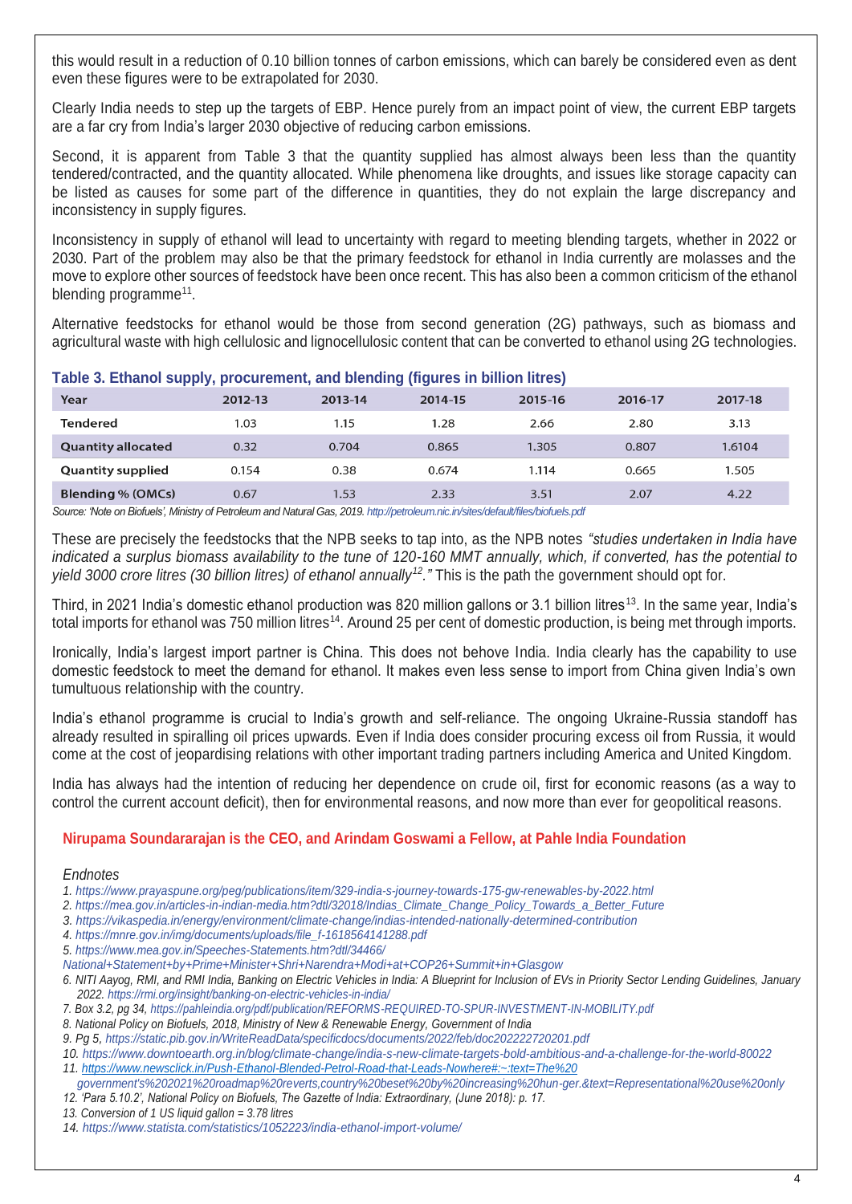this would result in a reduction of 0.10 billion tonnes of carbon emissions, which can barely be considered even as dent even these figures were to be extrapolated for 2030.

Clearly India needs to step up the targets of EBP. Hence purely from an impact point of view, the current EBP targets are a far cry from India's larger 2030 objective of reducing carbon emissions.

Second, it is apparent from Table 3 that the quantity supplied has almost always been less than the quantity tendered/contracted, and the quantity allocated. While phenomena like droughts, and issues like storage capacity can be listed as causes for some part of the difference in quantities, they do not explain the large discrepancy and inconsistency in supply figures.

Inconsistency in supply of ethanol will lead to uncertainty with regard to meeting blending targets, whether in 2022 or 2030. Part of the problem may also be that the primary feedstock for ethanol in India currently are molasses and the move to explore other sources of feedstock have been once recent. This has also been a common criticism of the ethanol blending programme[11].

Alternative feedstocks for ethanol would be those from second generation (2G) pathways, such as biomass and agricultural waste with high cellulosic and lignocellulosic content that can be converted to ethanol using 2G technologies.

**Table 3. Ethanol supply, procurement, and blending (figures in billion litres)**

| Year | 2012-13 | 2013-14 | 2014-15 | 2015-16 | 2016-17 | 2017-18 |
|---|---|---|---|---|---|---|
| Tendered | 1.03 | 1.15 | 1.28 | 2.66 | 2.80 | 3.13 |
| Quantity allocated | 0.32 | 0.704 | 0.865 | 1.305 | 0.807 | 1.6104 |
| Quantity supplied | 0.154 | 0.38 | 0.674 | 1.114 | 0.665 | 1.505 |
| Blending % (OMCs) | 0.67 | 1.53 | 2.33 | 3.51 | 2.07 | 4.22 |

*Source: 'Note on Biofuels', Ministry of Petroleum and Natural Gas, 2019. http://petroleum.nic.in/sites/default/files/biofuels.pdf*

These are precisely the feedstocks that the NPB seeks to tap into, as the NPB notes *"studies undertaken in India have indicated a surplus biomass availability to the tune of 120-160 MMT annually, which, if converted, has the potential to yield 3000 crore litres (30 billion litres) of ethanol annually[12]."* This is the path the government should opt for.

Third, in 2021 India's domestic ethanol production was 820 million gallons or 3.1 billion litres[13]. In the same year, India's total imports for ethanol was 750 million litres[14]. Around 25 per cent of domestic production, is being met through imports.

Ironically, India's largest import partner is China. This does not behove India. India clearly has the capability to use domestic feedstock to meet the demand for ethanol. It makes even less sense to import from China given India's own tumultuous relationship with the country.

India's ethanol programme is crucial to India's growth and self-reliance. The ongoing Ukraine-Russia standoff has already resulted in spiralling oil prices upwards. Even if India does consider procuring excess oil from Russia, it would come at the cost of jeopardising relations with other important trading partners including America and United Kingdom.

India has always had the intention of reducing her dependence on crude oil, first for economic reasons (as a way to control the current account deficit), then for environmental reasons, and now more than ever for geopolitical reasons.

**Nirupama Soundararajan is the CEO, and Arindam Goswami a Fellow, at Pahle India Foundation**

*Endnotes*

1. https://www.prayaspune.org/peg/publications/item/329-india-s-journey-towards-175-gw-renewables-by-2022.html
2. https://mea.gov.in/articles-in-indian-media.htm?dtl/32018/Indias_Climate_Change_Policy_Towards_a_Better_Future
3. https://vikaspedia.in/energy/environment/climate-change/indias-intended-nationally-determined-contribution
4. https://mnre.gov.in/img/documents/uploads/file_f-1618564141288.pdf
5. https://www.mea.gov.in/Speeches-Statements.htm?dtl/34466/National+Statement+by+Prime+Minister+Shri+Narendra+Modi+at+COP26+Summit+in+Glasgow
6. NITI Aayog, RMI, and RMI India, Banking on Electric Vehicles in India: A Blueprint for Inclusion of EVs in Priority Sector Lending Guidelines, January 2022. https://rmi.org/insight/banking-on-electric-vehicles-in-india/
7. Box 3.2, pg 34, https://pahleindia.org/pdf/publication/REFORMS-REQUIRED-TO-SPUR-INVESTMENT-IN-MOBILITY.pdf
8. National Policy on Biofuels, 2018, Ministry of New & Renewable Energy, Government of India
9. Pg 5, https://static.pib.gov.in/WriteReadData/specificdocs/documents/2022/feb/doc202222720201.pdf
10. https://www.downtoearth.org.in/blog/climate-change/india-s-new-climate-targets-bold-ambitious-and-a-challenge-for-the-world-80022
11. https://www.newsclick.in/Push-Ethanol-Blended-Petrol-Road-that-Leads-Nowhere#:~:text=The%20government's%202021%20roadmap%20reverts,country%20beset%20by%20increasing%20hun-ger.&text=Representational%20use%20only
12. 'Para 5.10.2', National Policy on Biofuels, The Gazette of India: Extraordinary, (June 2018): p. 17.
13. Conversion of 1 US liquid gallon = 3.78 litres
14. https://www.statista.com/statistics/1052223/india-ethanol-import-volume/